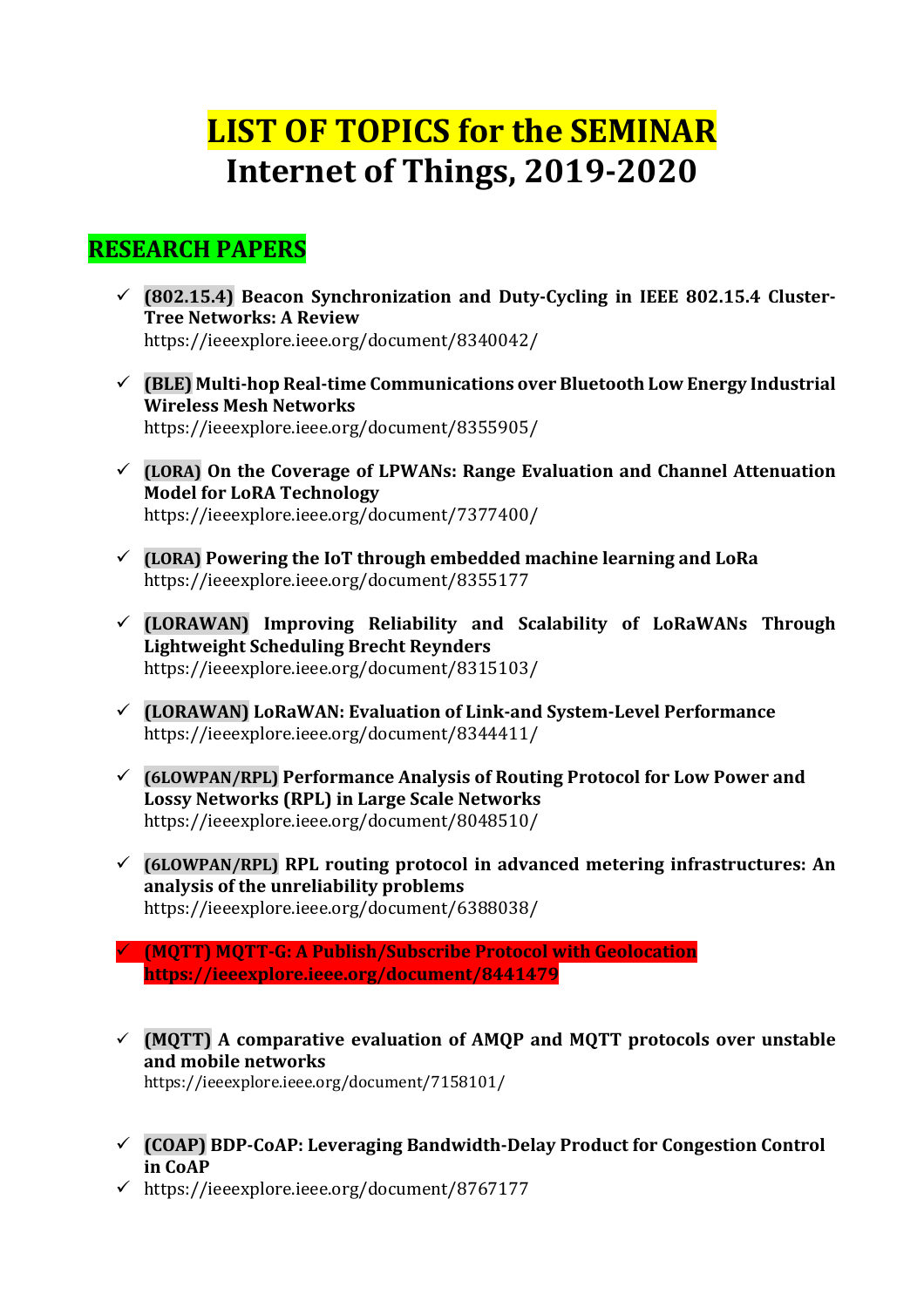# LIST OF TOPICS for the SEMINAR
# Internet of Things, 2019-2020

## RESEARCH PAPERS

- ✓ **(802.15.4) Beacon Synchronization and Duty-Cycling in IEEE 802.15.4 Cluster-Tree Networks: A Review**
  https://ieeexplore.ieee.org/document/8340042/

- ✓ **(BLE) Multi-hop Real-time Communications over Bluetooth Low Energy Industrial Wireless Mesh Networks**
  https://ieeexplore.ieee.org/document/8355905/

- ✓ **(LORA) On the Coverage of LPWANs: Range Evaluation and Channel Attenuation Model for LoRa Technology**
  https://ieeexplore.ieee.org/document/7377400/

- ✓ **(LORA) Powering the IoT through embedded machine learning and LoRa**
  https://ieeexplore.ieee.org/document/8355177

- ✓ **(LORAWAN) Improving Reliability and Scalability of LoRaWANs Through Lightweight Scheduling Brecht Reynders**
  https://ieeexplore.ieee.org/document/8315103/

- ✓ **(LORAWAN) LoRaWAN: Evaluation of Link-and System-Level Performance**
  https://ieeexplore.ieee.org/document/8344411/

- ✓ **(6LOWPAN/RPL) Performance Analysis of Routing Protocol for Low Power and Lossy Networks (RPL) in Large Scale Networks**
  https://ieeexplore.ieee.org/document/8048510/

- ✓ **(6LOWPAN/RPL) RPL routing protocol in advanced metering infrastructures: An analysis of the unreliability problems**
  https://ieeexplore.ieee.org/document/6388038/

- ✓ **(MQTT) MQTT-G: A Publish/Subscribe Protocol with Geolocation**
  **https://ieeexplore.ieee.org/document/8441479**

- ✓ **(MQTT) A comparative evaluation of AMQP and MQTT protocols over unstable and mobile networks**
  https://ieeexplore.ieee.org/document/7158101/

- ✓ **(COAP) BDP-CoAP: Leveraging Bandwidth-Delay Product for Congestion Control in CoAP**
- ✓ https://ieeexplore.ieee.org/document/8767177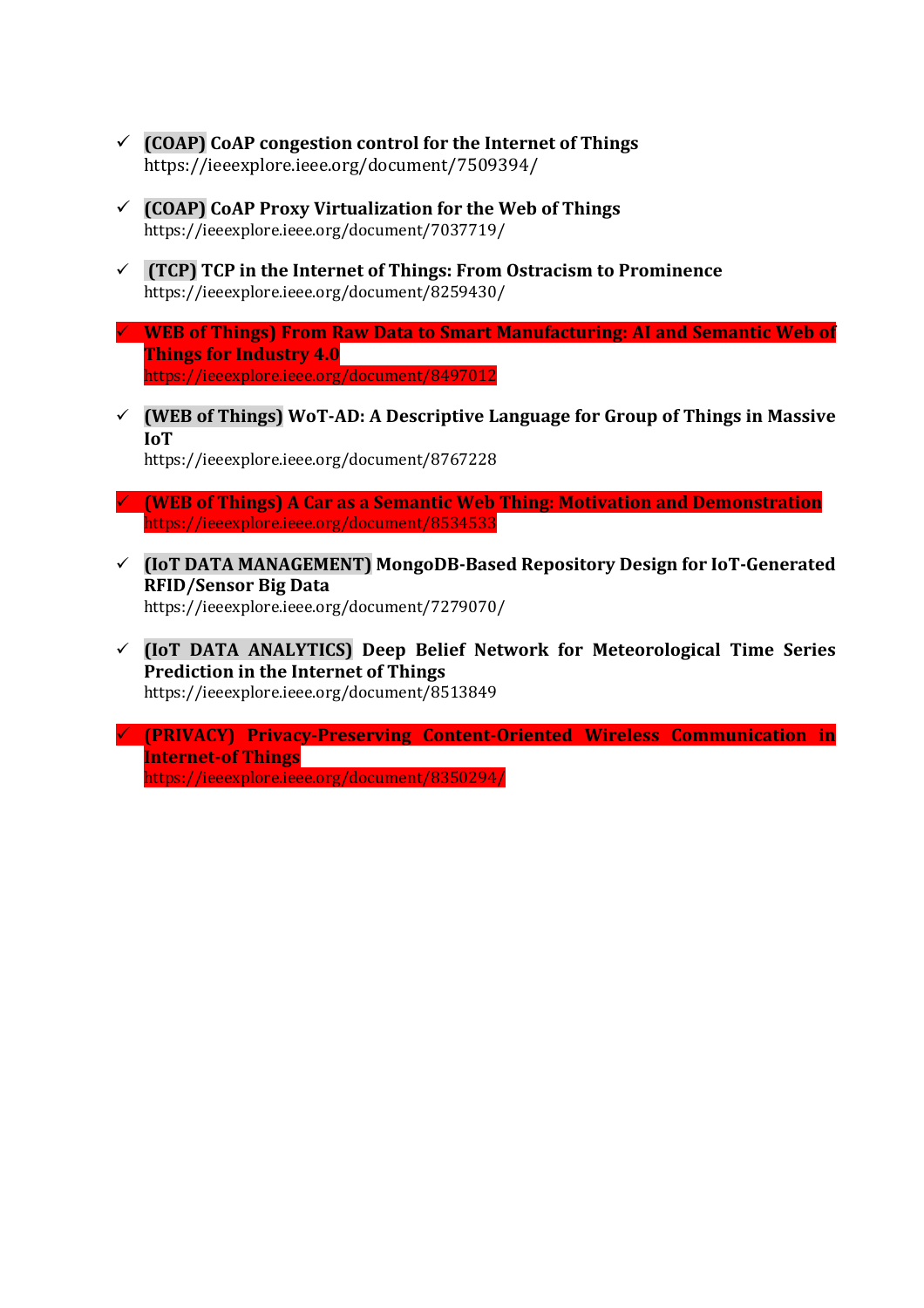- ✓ **(COAP) CoAP congestion control for the Internet of Things**
  https://ieeexplore.ieee.org/document/7509394/

- ✓ **(COAP) CoAP Proxy Virtualization for the Web of Things**
  https://ieeexplore.ieee.org/document/7037719/

- ✓ **(TCP) TCP in the Internet of Things: From Ostracism to Prominence**
  https://ieeexplore.ieee.org/document/8259430/

- ✓ **WEB of Things) From Raw Data to Smart Manufacturing: AI and Semantic Web of Things for Industry 4.0**
  https://ieeexplore.ieee.org/document/8497012

- ✓ **(WEB of Things) WoT-AD: A Descriptive Language for Group of Things in Massive IoT**
  https://ieeexplore.ieee.org/document/8767228

- ✓ **(WEB of Things) A Car as a Semantic Web Thing: Motivation and Demonstration**
  https://ieeexplore.ieee.org/document/8534533

- ✓ **(IoT DATA MANAGEMENT) MongoDB-Based Repository Design for IoT-Generated RFID/Sensor Big Data**
  https://ieeexplore.ieee.org/document/7279070/

- ✓ **(IoT DATA ANALYTICS) Deep Belief Network for Meteorological Time Series Prediction in the Internet of Things**
  https://ieeexplore.ieee.org/document/8513849

- ✓ **(PRIVACY) Privacy-Preserving Content-Oriented Wireless Communication in Internet-of Things**
  https://ieeexplore.ieee.org/document/8350294/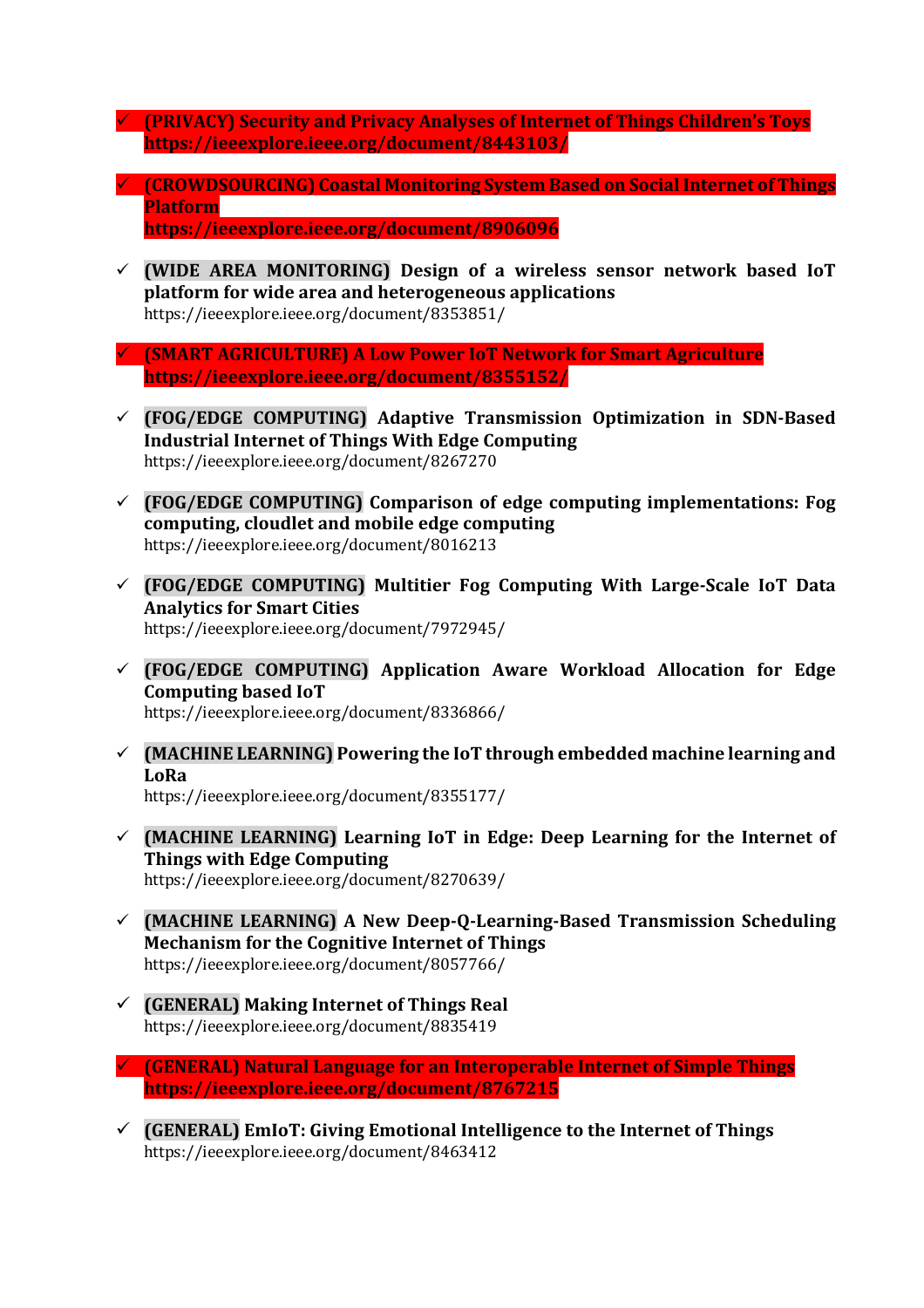- ✓ **(PRIVACY) Security and Privacy Analyses of Internet of Things Children's Toys**
  **https://ieeexplore.ieee.org/document/8443103/**

- ✓ **(CROWDSOURCING) Coastal Monitoring System Based on Social Internet of Things Platform**
  **https://ieeexplore.ieee.org/document/8906096**

- ✓ **(WIDE AREA MONITORING) Design of a wireless sensor network based IoT platform for wide area and heterogeneous applications**
  https://ieeexplore.ieee.org/document/8353851/

- ✓ **(SMART AGRICULTURE) A Low Power IoT Network for Smart Agriculture**
  **https://ieeexplore.ieee.org/document/8355152/**

- ✓ **(FOG/EDGE COMPUTING) Adaptive Transmission Optimization in SDN-Based Industrial Internet of Things With Edge Computing**
  https://ieeexplore.ieee.org/document/8267270

- ✓ **(FOG/EDGE COMPUTING) Comparison of edge computing implementations: Fog computing, cloudlet and mobile edge computing**
  https://ieeexplore.ieee.org/document/8016213

- ✓ **(FOG/EDGE COMPUTING) Multitier Fog Computing With Large-Scale IoT Data Analytics for Smart Cities**
  https://ieeexplore.ieee.org/document/7972945/

- ✓ **(FOG/EDGE COMPUTING) Application Aware Workload Allocation for Edge Computing based IoT**
  https://ieeexplore.ieee.org/document/8336866/

- ✓ **(MACHINE LEARNING) Powering the IoT through embedded machine learning and LoRa**
  https://ieeexplore.ieee.org/document/8355177/

- ✓ **(MACHINE LEARNING) Learning IoT in Edge: Deep Learning for the Internet of Things with Edge Computing**
  https://ieeexplore.ieee.org/document/8270639/

- ✓ **(MACHINE LEARNING) A New Deep-Q-Learning-Based Transmission Scheduling Mechanism for the Cognitive Internet of Things**
  https://ieeexplore.ieee.org/document/8057766/

- ✓ **(GENERAL) Making Internet of Things Real**
  https://ieeexplore.ieee.org/document/8835419

- ✓ **(GENERAL) Natural Language for an Interoperable Internet of Simple Things**
  **https://ieeexplore.ieee.org/document/8767215**

- ✓ **(GENERAL) EmIoT: Giving Emotional Intelligence to the Internet of Things**
  https://ieeexplore.ieee.org/document/8463412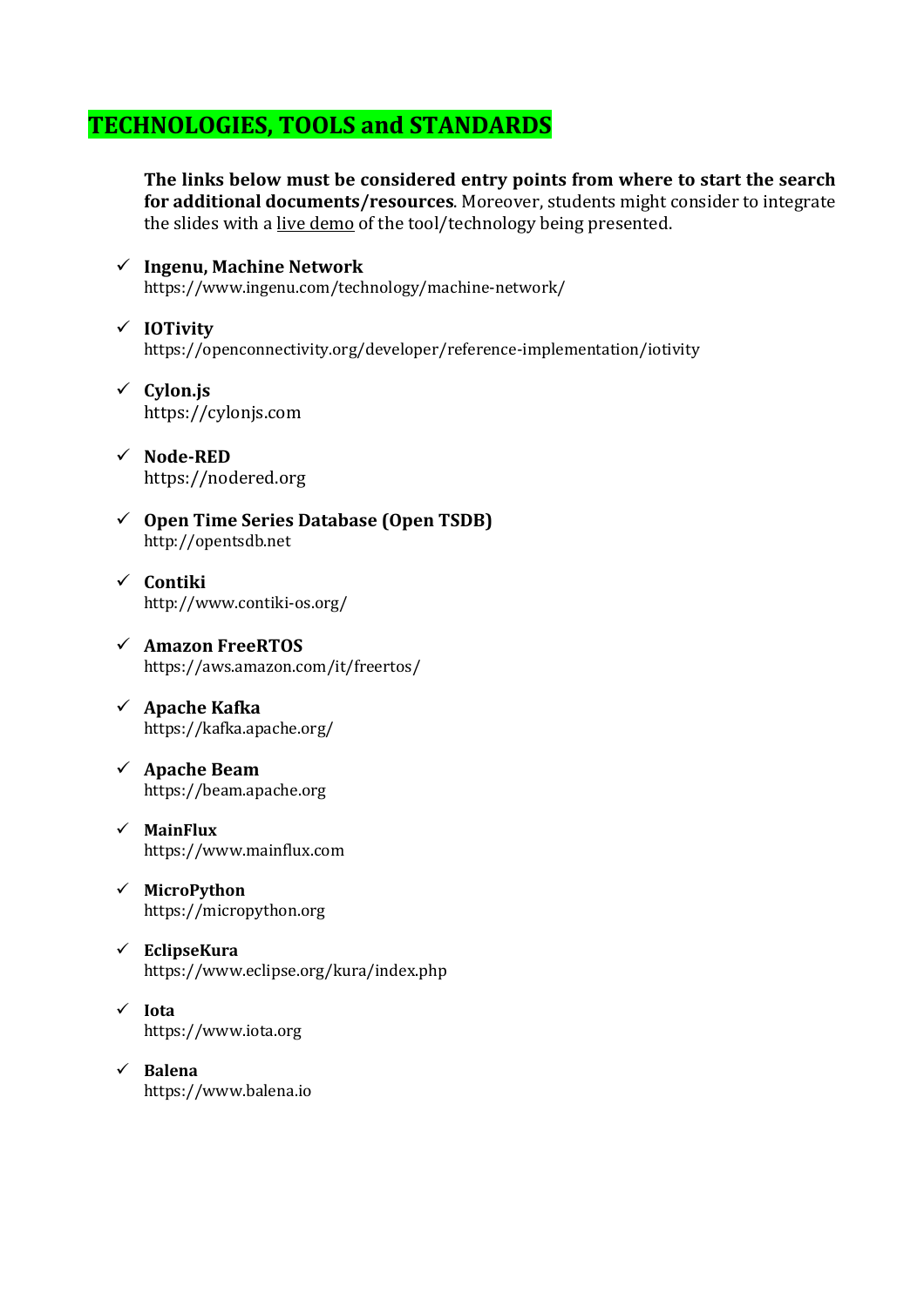# TECHNOLOGIES, TOOLS and STANDARDS

**The links below must be considered entry points from where to start the search for additional documents/resources**. Moreover, students might consider to integrate the slides with a live demo of the tool/technology being presented.

- ✓ **Ingenu, Machine Network**
  https://www.ingenu.com/technology/machine-network/
- ✓ **IOTivity**
  https://openconnectivity.org/developer/reference-implementation/iotivity
- ✓ **Cylon.js**
  https://cylonjs.com
- ✓ **Node-RED**
  https://nodered.org
- ✓ **Open Time Series Database (Open TSDB)**
  http://opentsdb.net
- ✓ **Contiki**
  http://www.contiki-os.org/
- ✓ **Amazon FreeRTOS**
  https://aws.amazon.com/it/freertos/
- ✓ **Apache Kafka**
  https://kafka.apache.org/
- ✓ **Apache Beam**
  https://beam.apache.org
- ✓ **MainFlux**
  https://www.mainflux.com
- ✓ **MicroPython**
  https://micropython.org
- ✓ **EclipseKura**
  https://www.eclipse.org/kura/index.php
- ✓ **Iota**
  https://www.iota.org
- ✓ **Balena**
  https://www.balena.io